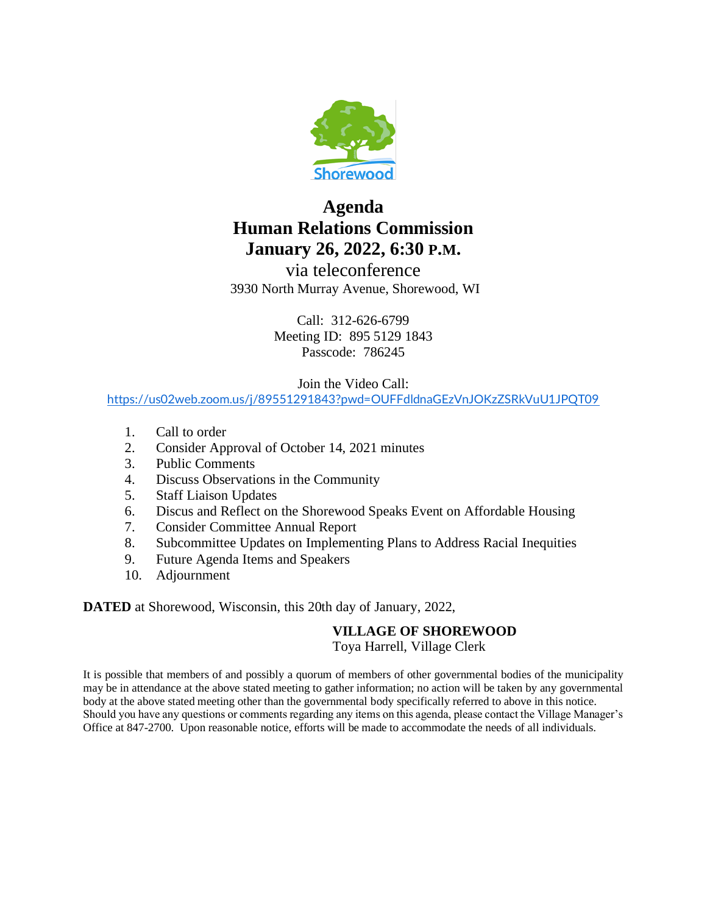Shorewood

# Agenda
# Human Relations Commission
# January 26, 2022, 6:30 P.M.

via teleconference

3930 North Murray Avenue, Shorewood, WI

Call: 312-626-6799
Meeting ID: 895 5129 1843
Passcode: 786245

Join the Video Call:
https://us02web.zoom.us/j/89551291843?pwd=OUFFdldnaGEzVnJOKzZSRkVuU1JPQT09

1. Call to order
2. Consider Approval of October 14, 2021 minutes
3. Public Comments
4. Discuss Observations in the Community
5. Staff Liaison Updates
6. Discus and Reflect on the Shorewood Speaks Event on Affordable Housing
7. Consider Committee Annual Report
8. Subcommittee Updates on Implementing Plans to Address Racial Inequities
9. Future Agenda Items and Speakers
10. Adjournment

**DATED** at Shorewood, Wisconsin, this 20th day of January, 2022,

**VILLAGE OF SHOREWOOD**
Toya Harrell, Village Clerk

It is possible that members of and possibly a quorum of members of other governmental bodies of the municipality may be in attendance at the above stated meeting to gather information; no action will be taken by any governmental body at the above stated meeting other than the governmental body specifically referred to above in this notice. Should you have any questions or comments regarding any items on this agenda, please contact the Village Manager's Office at 847-2700. Upon reasonable notice, efforts will be made to accommodate the needs of all individuals.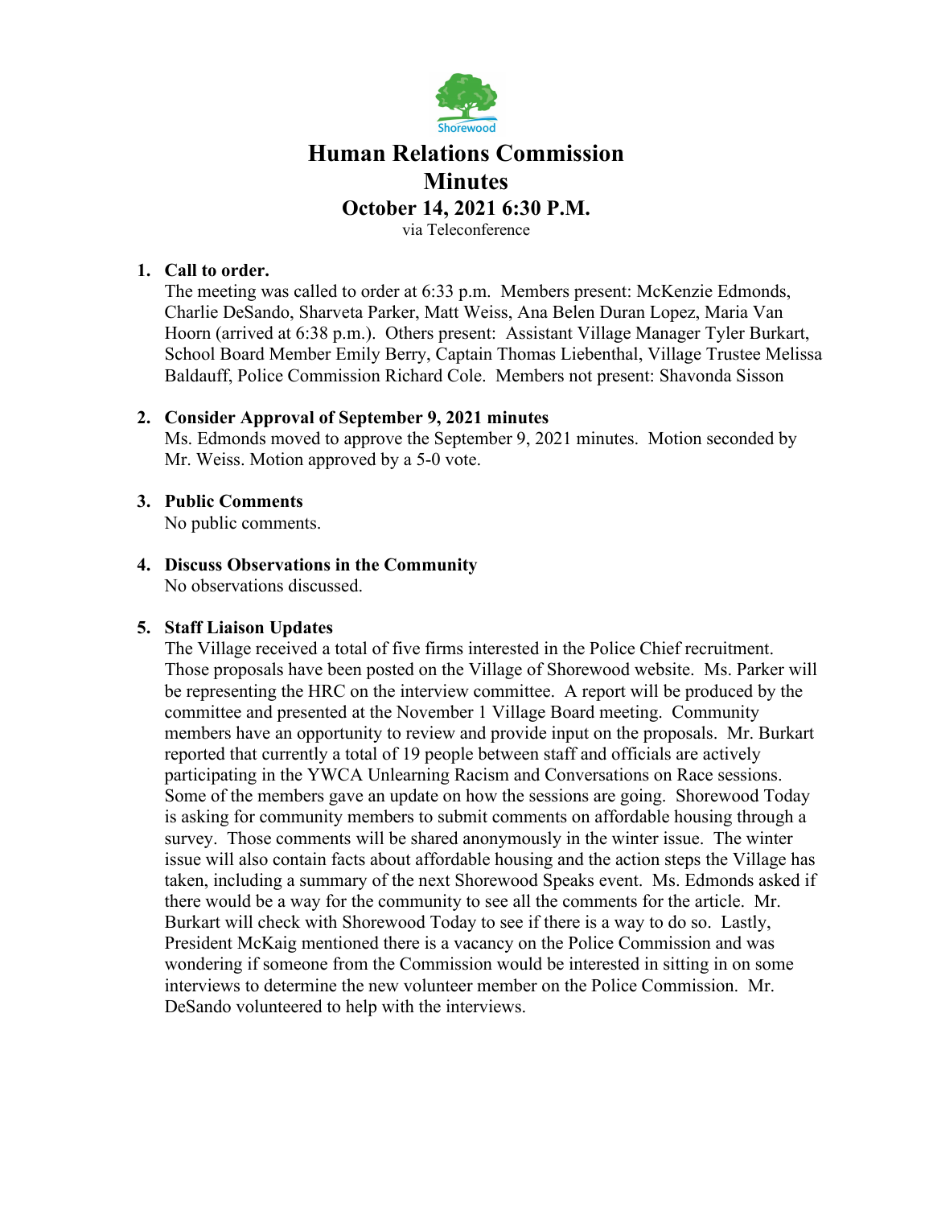Shorewood

# Human Relations Commission Minutes

## October 14, 2021 6:30 P.M.

via Teleconference

1. **Call to order.**
   The meeting was called to order at 6:33 p.m. Members present: McKenzie Edmonds, Charlie DeSando, Sharveta Parker, Matt Weiss, Ana Belen Duran Lopez, Maria Van Hoorn (arrived at 6:38 p.m.). Others present: Assistant Village Manager Tyler Burkart, School Board Member Emily Berry, Captain Thomas Liebenthal, Village Trustee Melissa Baldauff, Police Commission Richard Cole. Members not present: Shavonda Sisson

2. **Consider Approval of September 9, 2021 minutes**
   Ms. Edmonds moved to approve the September 9, 2021 minutes. Motion seconded by Mr. Weiss. Motion approved by a 5-0 vote.

3. **Public Comments**
   No public comments.

4. **Discuss Observations in the Community**
   No observations discussed.

5. **Staff Liaison Updates**
   The Village received a total of five firms interested in the Police Chief recruitment. Those proposals have been posted on the Village of Shorewood website. Ms. Parker will be representing the HRC on the interview committee. A report will be produced by the committee and presented at the November 1 Village Board meeting. Community members have an opportunity to review and provide input on the proposals. Mr. Burkart reported that currently a total of 19 people between staff and officials are actively participating in the YWCA Unlearning Racism and Conversations on Race sessions. Some of the members gave an update on how the sessions are going. Shorewood Today is asking for community members to submit comments on affordable housing through a survey. Those comments will be shared anonymously in the winter issue. The winter issue will also contain facts about affordable housing and the action steps the Village has taken, including a summary of the next Shorewood Speaks event. Ms. Edmonds asked if there would be a way for the community to see all the comments for the article. Mr. Burkart will check with Shorewood Today to see if there is a way to do so. Lastly, President McKaig mentioned there is a vacancy on the Police Commission and was wondering if someone from the Commission would be interested in sitting in on some interviews to determine the new volunteer member on the Police Commission. Mr. DeSando volunteered to help with the interviews.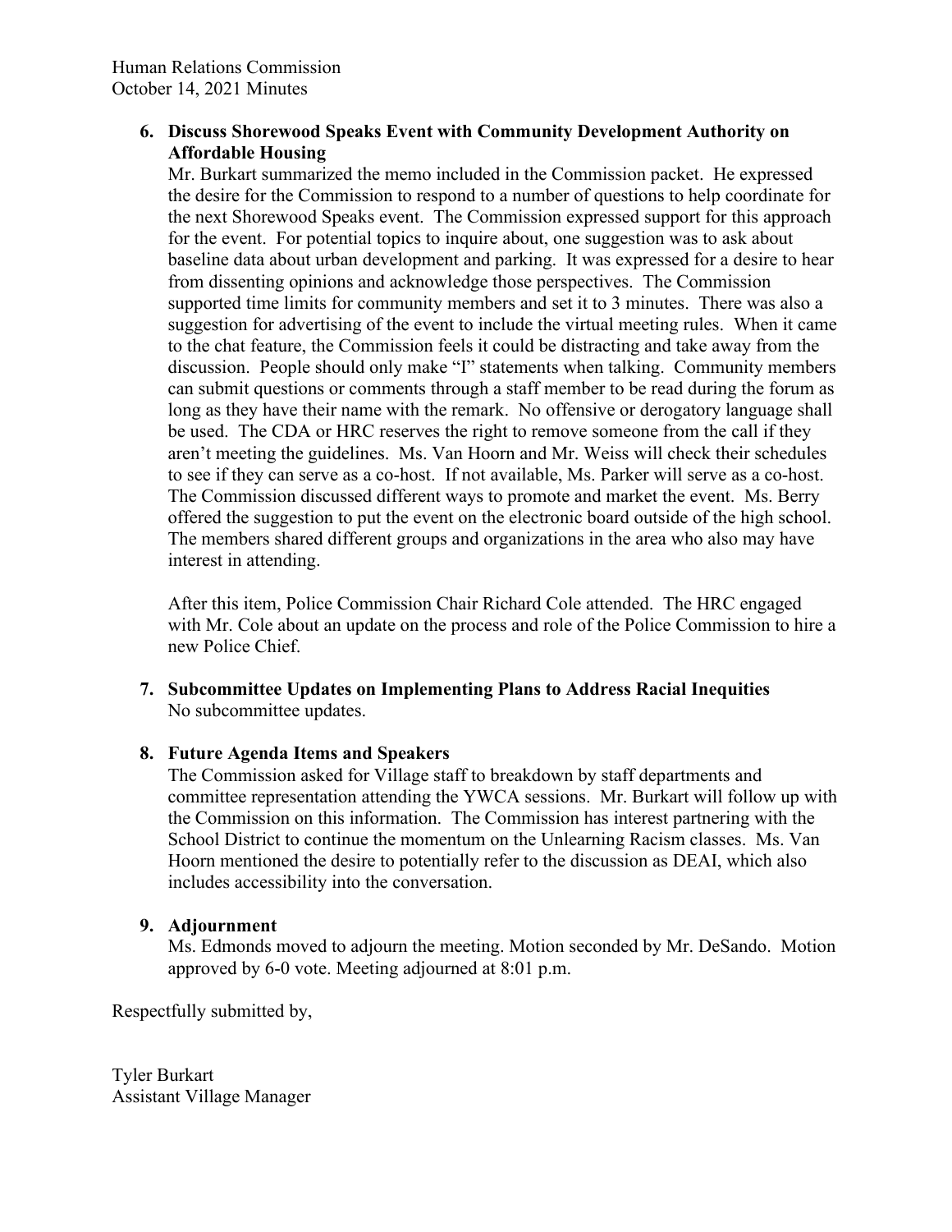6. **Discuss Shorewood Speaks Event with Community Development Authority on Affordable Housing**

   Mr. Burkart summarized the memo included in the Commission packet. He expressed the desire for the Commission to respond to a number of questions to help coordinate for the next Shorewood Speaks event. The Commission expressed support for this approach for the event. For potential topics to inquire about, one suggestion was to ask about baseline data about urban development and parking. It was expressed for a desire to hear from dissenting opinions and acknowledge those perspectives. The Commission supported time limits for community members and set it to 3 minutes. There was also a suggestion for advertising of the event to include the virtual meeting rules. When it came to the chat feature, the Commission feels it could be distracting and take away from the discussion. People should only make "I" statements when talking. Community members can submit questions or comments through a staff member to be read during the forum as long as they have their name with the remark. No offensive or derogatory language shall be used. The CDA or HRC reserves the right to remove someone from the call if they aren't meeting the guidelines. Ms. Van Hoorn and Mr. Weiss will check their schedules to see if they can serve as a co-host. If not available, Ms. Parker will serve as a co-host. The Commission discussed different ways to promote and market the event. Ms. Berry offered the suggestion to put the event on the electronic board outside of the high school. The members shared different groups and organizations in the area who also may have interest in attending.

   After this item, Police Commission Chair Richard Cole attended. The HRC engaged with Mr. Cole about an update on the process and role of the Police Commission to hire a new Police Chief.

7. **Subcommittee Updates on Implementing Plans to Address Racial Inequities**

   No subcommittee updates.

8. **Future Agenda Items and Speakers**

   The Commission asked for Village staff to breakdown by staff departments and committee representation attending the YWCA sessions. Mr. Burkart will follow up with the Commission on this information. The Commission has interest partnering with the School District to continue the momentum on the Unlearning Racism classes. Ms. Van Hoorn mentioned the desire to potentially refer to the discussion as DEAI, which also includes accessibility into the conversation.

9. **Adjournment**

   Ms. Edmonds moved to adjourn the meeting. Motion seconded by Mr. DeSando. Motion approved by 6-0 vote. Meeting adjourned at 8:01 p.m.

Respectfully submitted by,

Tyler Burkart
Assistant Village Manager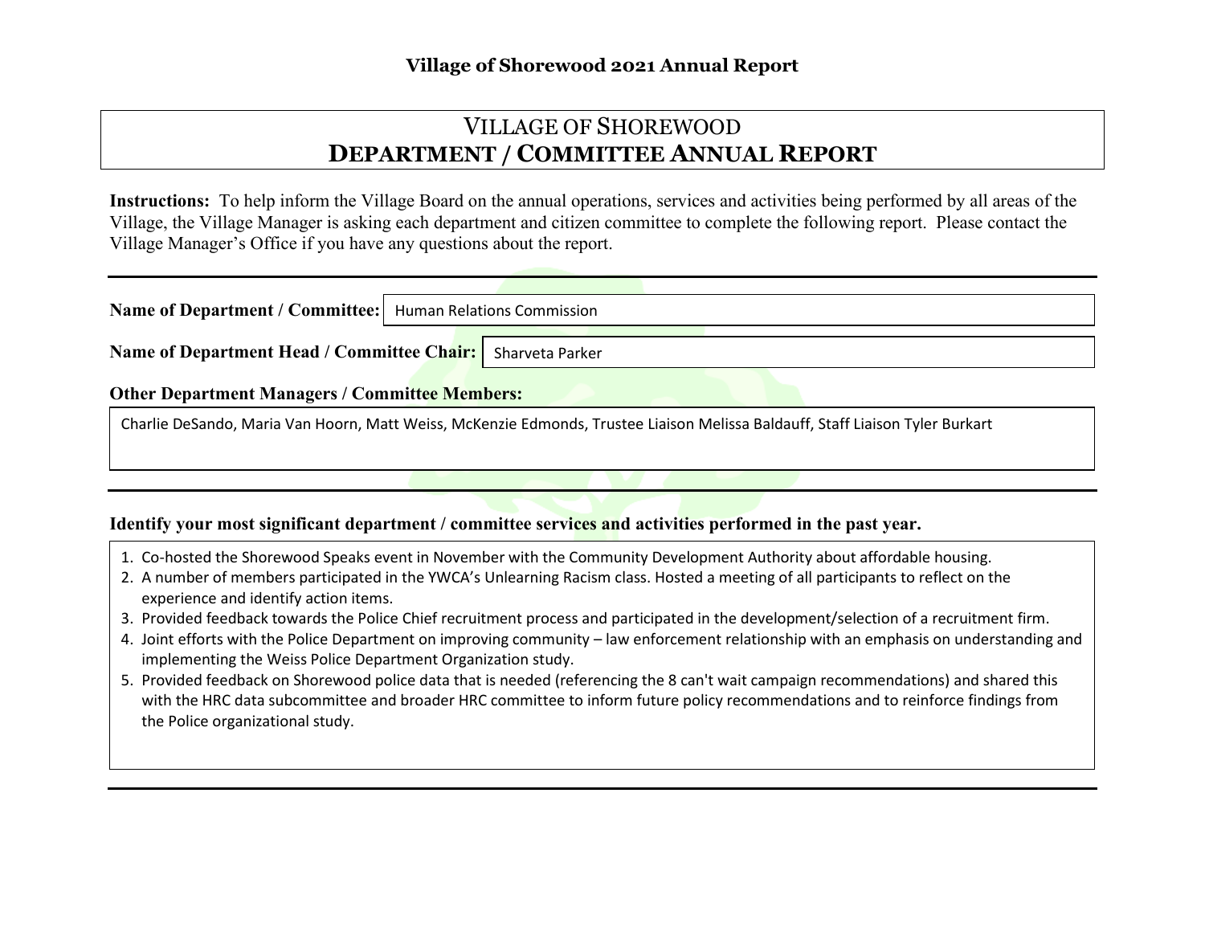# VILLAGE OF SHOREWOOD
## DEPARTMENT / COMMITTEE ANNUAL REPORT

**Instructions:** To help inform the Village Board on the annual operations, services and activities being performed by all areas of the Village, the Village Manager is asking each department and citizen committee to complete the following report. Please contact the Village Manager's Office if you have any questions about the report.

---

**Name of Department / Committee:** Human Relations Commission

**Name of Department Head / Committee Chair:** Sharveta Parker

**Other Department Managers / Committee Members:**

Charlie DeSando, Maria Van Hoorn, Matt Weiss, McKenzie Edmonds, Trustee Liaison Melissa Baldauff, Staff Liaison Tyler Burkart

---

**Identify your most significant department / committee services and activities performed in the past year.**

1. Co-hosted the Shorewood Speaks event in November with the Community Development Authority about affordable housing.
2. A number of members participated in the YWCA's Unlearning Racism class. Hosted a meeting of all participants to reflect on the experience and identify action items.
3. Provided feedback towards the Police Chief recruitment process and participated in the development/selection of a recruitment firm.
4. Joint efforts with the Police Department on improving community – law enforcement relationship with an emphasis on understanding and implementing the Weiss Police Department Organization study.
5. Provided feedback on Shorewood police data that is needed (referencing the 8 can't wait campaign recommendations) and shared this with the HRC data subcommittee and broader HRC committee to inform future policy recommendations and to reinforce findings from the Police organizational study.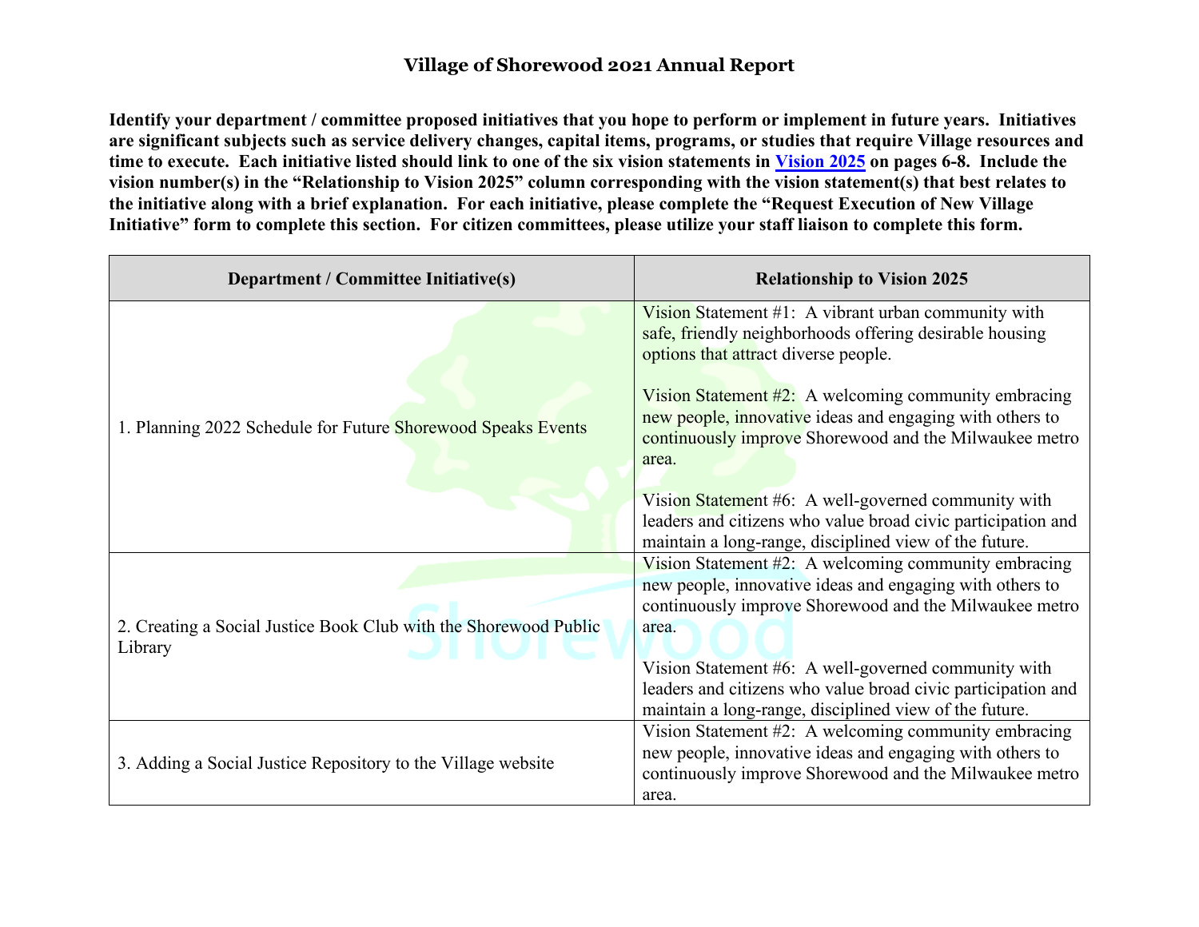**Village of Shorewood 2021 Annual Report**

**Identify your department / committee proposed initiatives that you hope to perform or implement in future years. Initiatives are significant subjects such as service delivery changes, capital items, programs, or studies that require Village resources and time to execute. Each initiative listed should link to one of the six vision statements in [Vision 2025](Vision 2025) on pages 6-8. Include the vision number(s) in the "Relationship to Vision 2025" column corresponding with the vision statement(s) that best relates to the initiative along with a brief explanation. For each initiative, please complete the "Request Execution of New Village Initiative" form to complete this section. For citizen committees, please utilize your staff liaison to complete this form.**

| Department / Committee Initiative(s) | Relationship to Vision 2025 |
|---|---|
| 1. Planning 2022 Schedule for Future Shorewood Speaks Events | Vision Statement #1: A vibrant urban community with safe, friendly neighborhoods offering desirable housing options that attract diverse people.<br><br>Vision Statement #2: A welcoming community embracing new people, innovative ideas and engaging with others to continuously improve Shorewood and the Milwaukee metro area.<br><br>Vision Statement #6: A well-governed community with leaders and citizens who value broad civic participation and maintain a long-range, disciplined view of the future. |
| 2. Creating a Social Justice Book Club with the Shorewood Public Library | Vision Statement #2: A welcoming community embracing new people, innovative ideas and engaging with others to continuously improve Shorewood and the Milwaukee metro area.<br><br>Vision Statement #6: A well-governed community with leaders and citizens who value broad civic participation and maintain a long-range, disciplined view of the future. |
| 3. Adding a Social Justice Repository to the Village website | Vision Statement #2: A welcoming community embracing new people, innovative ideas and engaging with others to continuously improve Shorewood and the Milwaukee metro area. |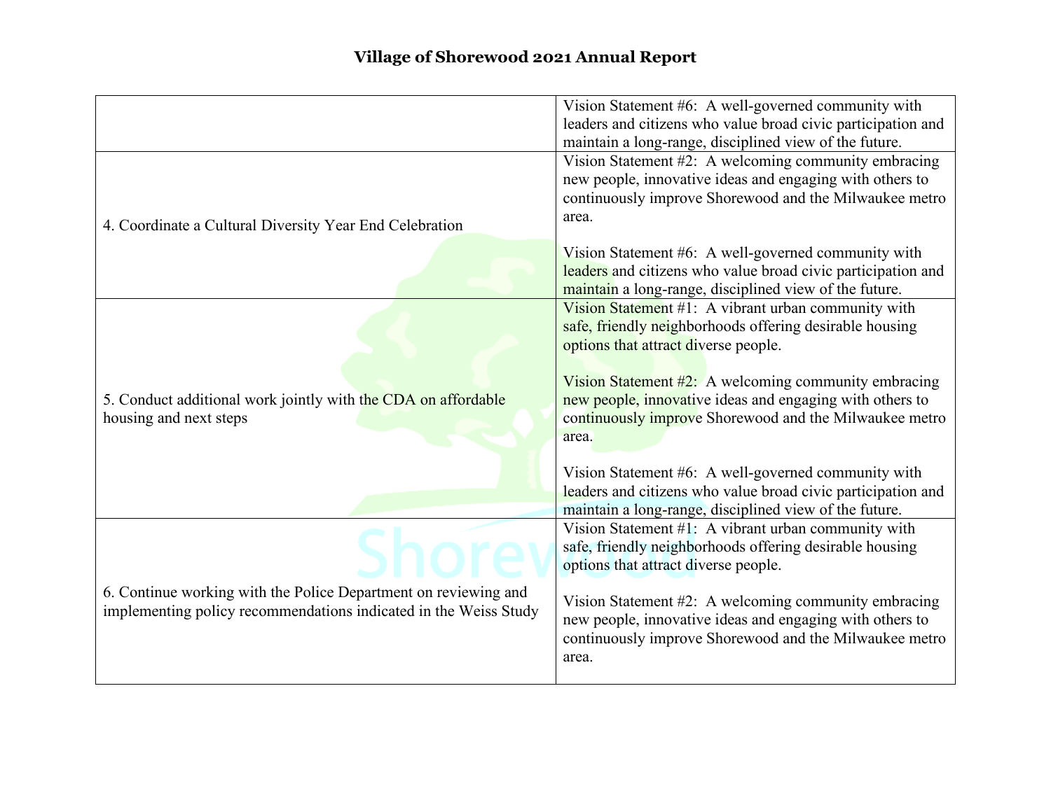| | |
|---|---|
| | Vision Statement #6: A well-governed community with leaders and citizens who value broad civic participation and maintain a long-range, disciplined view of the future. |
| 4. Coordinate a Cultural Diversity Year End Celebration | Vision Statement #2: A welcoming community embracing new people, innovative ideas and engaging with others to continuously improve Shorewood and the Milwaukee metro area.<br><br>Vision Statement #6: A well-governed community with leaders and citizens who value broad civic participation and maintain a long-range, disciplined view of the future. |
| 5. Conduct additional work jointly with the CDA on affordable housing and next steps | Vision Statement #1: A vibrant urban community with safe, friendly neighborhoods offering desirable housing options that attract diverse people.<br><br>Vision Statement #2: A welcoming community embracing new people, innovative ideas and engaging with others to continuously improve Shorewood and the Milwaukee metro area.<br><br>Vision Statement #6: A well-governed community with leaders and citizens who value broad civic participation and maintain a long-range, disciplined view of the future. |
| 6. Continue working with the Police Department on reviewing and implementing policy recommendations indicated in the Weiss Study | Vision Statement #1: A vibrant urban community with safe, friendly neighborhoods offering desirable housing options that attract diverse people.<br><br>Vision Statement #2: A welcoming community embracing new people, innovative ideas and engaging with others to continuously improve Shorewood and the Milwaukee metro area. |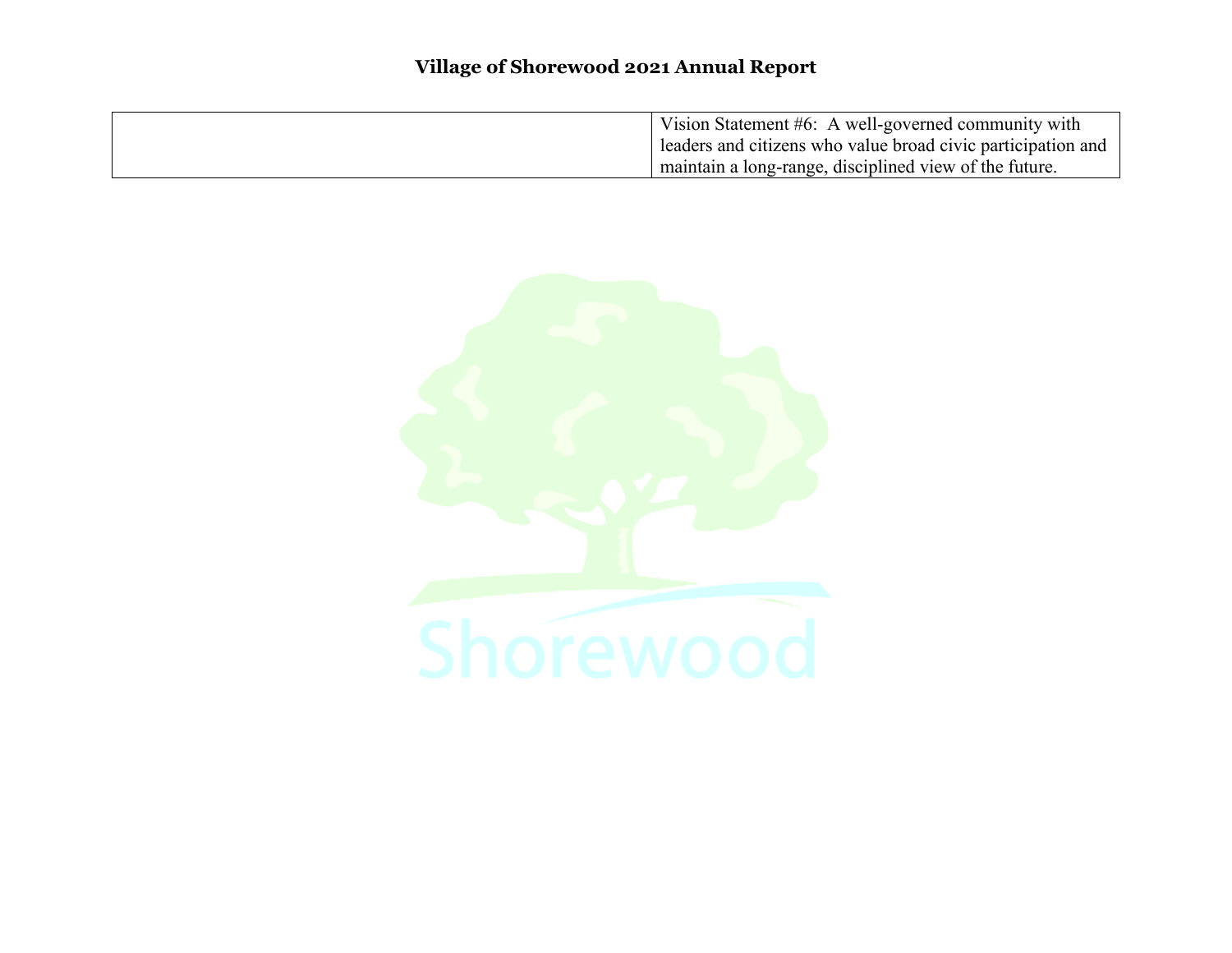| | |
|---|---|
| | Vision Statement #6: A well-governed community with leaders and citizens who value broad civic participation and maintain a long-range, disciplined view of the future. |